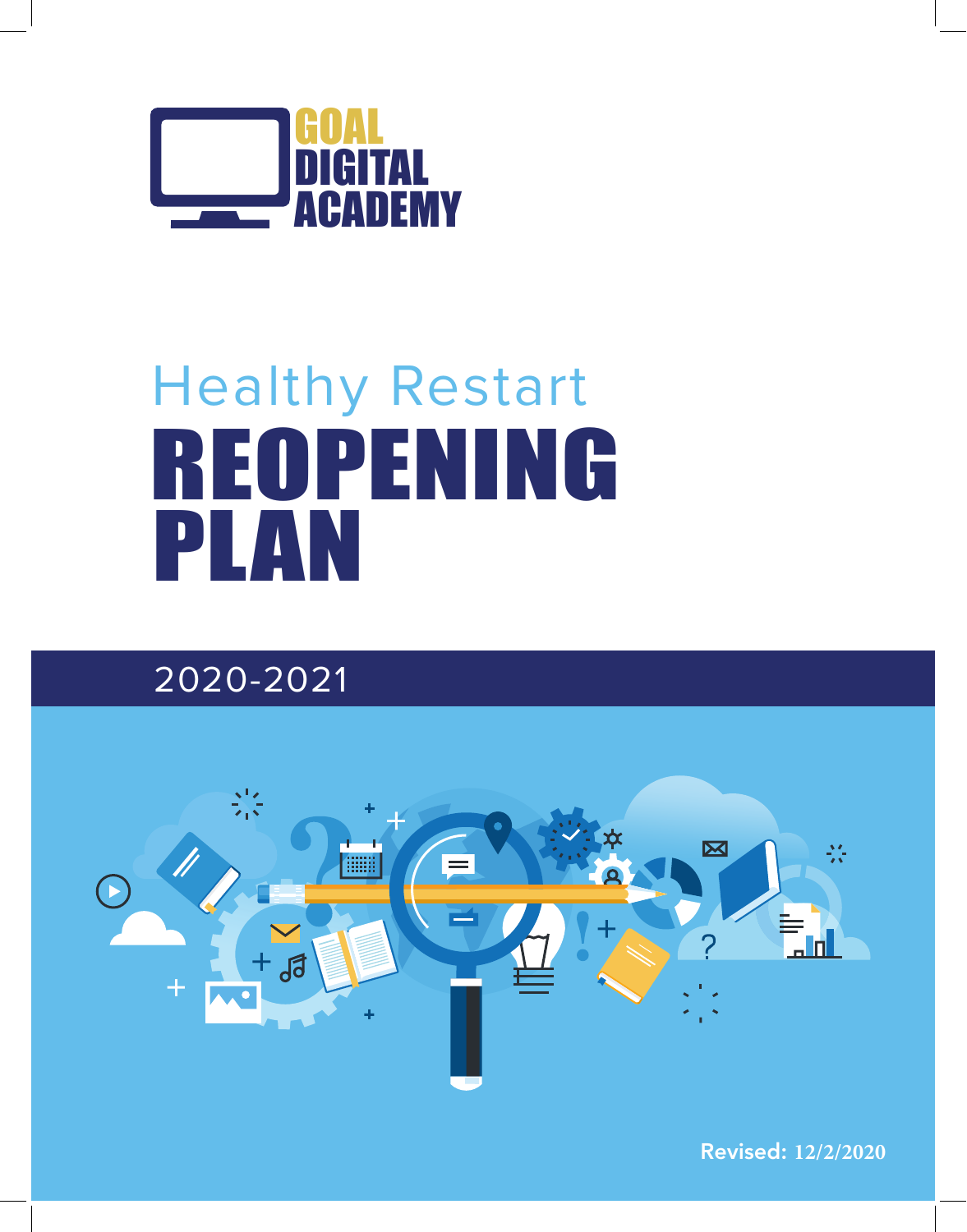GOAL DIGITAL ACADEMY

Healthy Restart

# REOPENING PLAN

## 2020-2021

**Revised:** 12/2/2020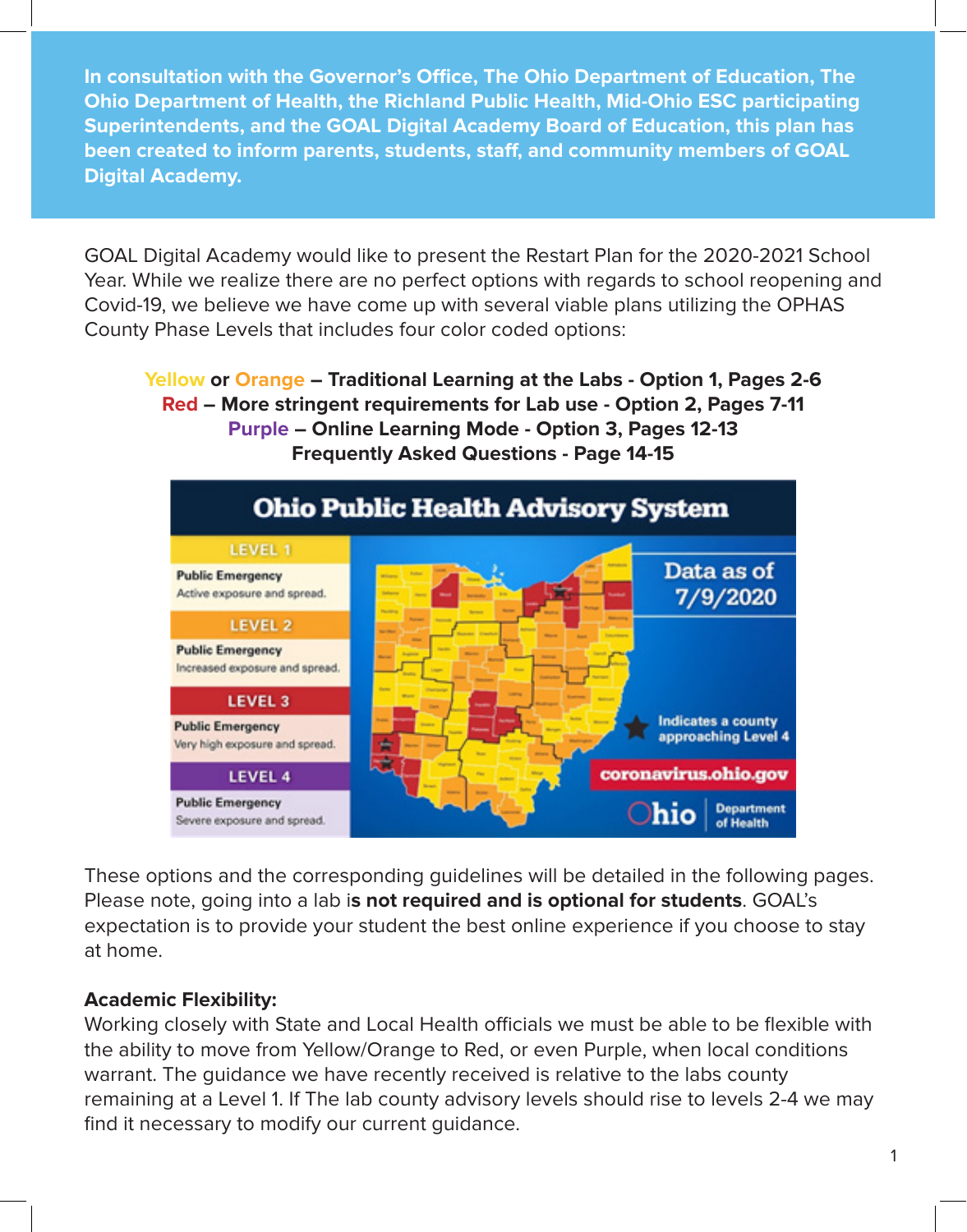**In consultation with the Governor's Office, The Ohio Department of Education, The Ohio Department of Health, the Richland Public Health, Mid-Ohio ESC participating Superintendents, and the GOAL Digital Academy Board of Education, this plan has been created to inform parents, students, staff, and community members of GOAL Digital Academy.**

GOAL Digital Academy would like to present the Restart Plan for the 2020-2021 School Year. While we realize there are no perfect options with regards to school reopening and Covid-19, we believe we have come up with several viable plans utilizing the OPHAS County Phase Levels that includes four color coded options:

**Yellow or Orange – Traditional Learning at the Labs - Option 1, Pages 2-6**
**Red – More stringent requirements for Lab use - Option 2, Pages 7-11**
**Purple – Online Learning Mode - Option 3, Pages 12-13**
**Frequently Asked Questions - Page 14-15**

Ohio Public Health Advisory System

LEVEL 1
Public Emergency
Active exposure and spread.

LEVEL 2
Public Emergency
Increased exposure and spread.

LEVEL 3
Public Emergency
Very high exposure and spread.

LEVEL 4
Public Emergency
Severe exposure and spread.

Data as of 7/9/2020

Indicates a county approaching Level 4

coronavirus.ohio.gov

Ohio Department of Health

These options and the corresponding guidelines will be detailed in the following pages. Please note, going into a lab i**s not required and is optional for students**. GOAL's expectation is to provide your student the best online experience if you choose to stay at home.

**Academic Flexibility:**
Working closely with State and Local Health officials we must be able to be flexible with the ability to move from Yellow/Orange to Red, or even Purple, when local conditions warrant. The guidance we have recently received is relative to the labs county remaining at a Level 1. If The lab county advisory levels should rise to levels 2-4 we may find it necessary to modify our current guidance.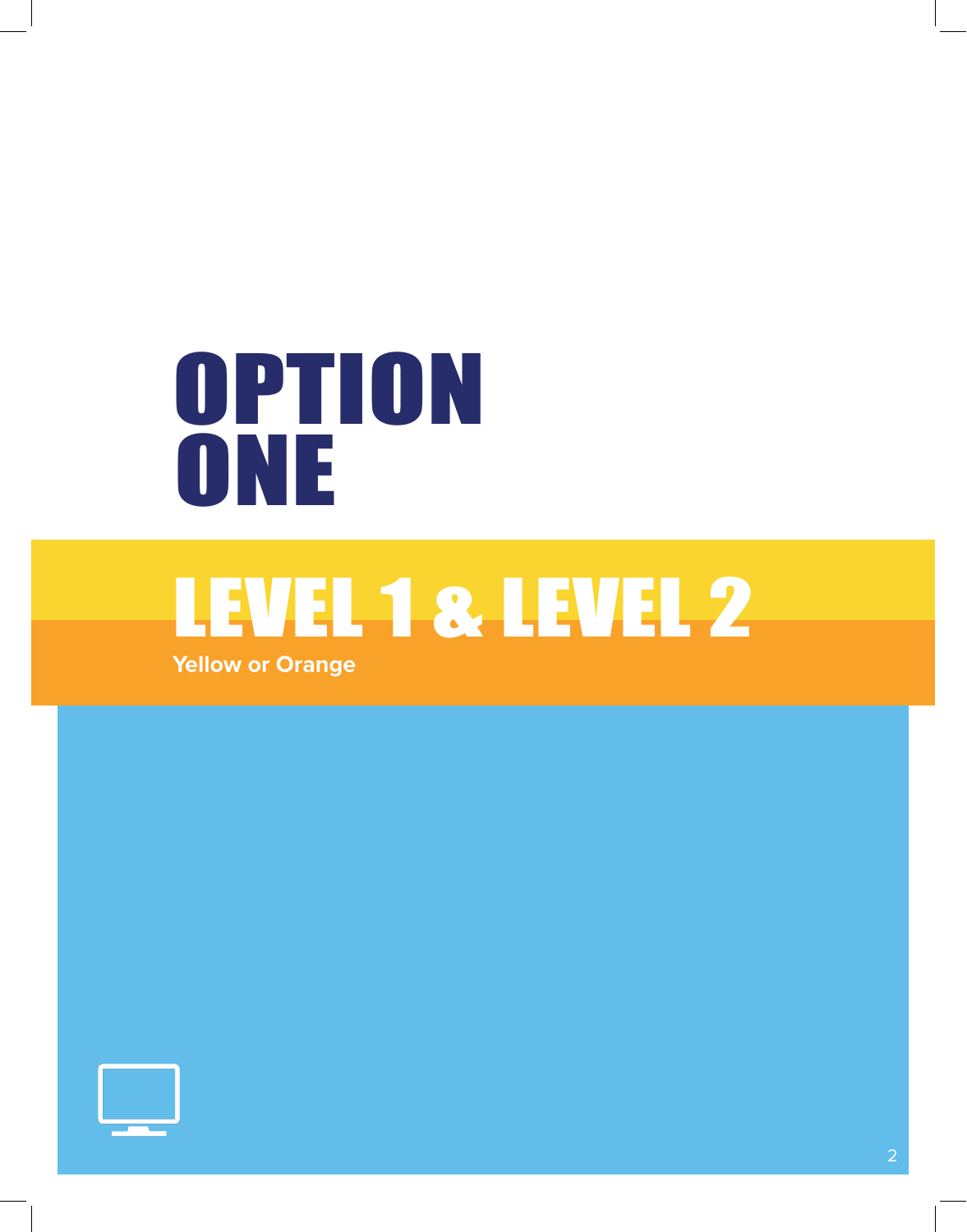# OPTION ONE

## LEVEL 1 & LEVEL 2

**Yellow or Orange**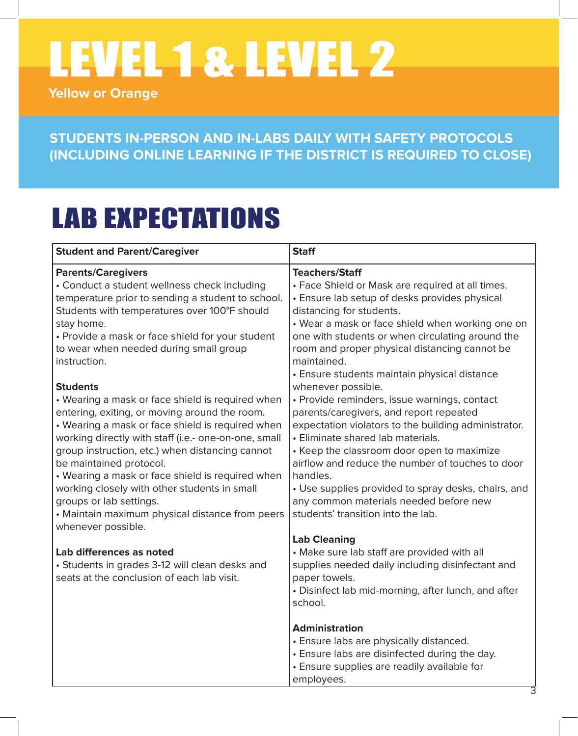# LEVEL 1 & LEVEL 2

**Yellow or Orange**

**STUDENTS IN-PERSON AND IN-LABS DAILY WITH SAFETY PROTOCOLS (INCLUDING ONLINE LEARNING IF THE DISTRICT IS REQUIRED TO CLOSE)**

# LAB EXPECTATIONS

| Student and Parent/Caregiver | Staff |
|---|---|
| **Parents/Caregivers**<br>• Conduct a student wellness check including temperature prior to sending a student to school. Students with temperatures over 100°F should stay home.<br>• Provide a mask or face shield for your student to wear when needed during small group instruction.<br><br>**Students**<br>• Wearing a mask or face shield is required when entering, exiting, or moving around the room.<br>• Wearing a mask or face shield is required when working directly with staff (i.e.- one-on-one, small group instruction, etc.) when distancing cannot be maintained protocol.<br>• Wearing a mask or face shield is required when working closely with other students in small groups or lab settings.<br>• Maintain maximum physical distance from peers whenever possible.<br><br>**Lab differences as noted**<br>• Students in grades 3-12 will clean desks and seats at the conclusion of each lab visit. | **Teachers/Staff**<br>• Face Shield or Mask are required at all times.<br>• Ensure lab setup of desks provides physical distancing for students.<br>• Wear a mask or face shield when working one on one with students or when circulating around the room and proper physical distancing cannot be maintained.<br>• Ensure students maintain physical distance whenever possible.<br>• Provide reminders, issue warnings, contact parents/caregivers, and report repeated expectation violators to the building administrator.<br>• Eliminate shared lab materials.<br>• Keep the classroom door open to maximize airflow and reduce the number of touches to door handles.<br>• Use supplies provided to spray desks, chairs, and any common materials needed before new students' transition into the lab.<br><br>**Lab Cleaning**<br>• Make sure lab staff are provided with all supplies needed daily including disinfectant and paper towels.<br>• Disinfect lab mid-morning, after lunch, and after school.<br><br>**Administration**<br>• Ensure labs are physically distanced.<br>• Ensure labs are disinfected during the day.<br>• Ensure supplies are readily available for employees. |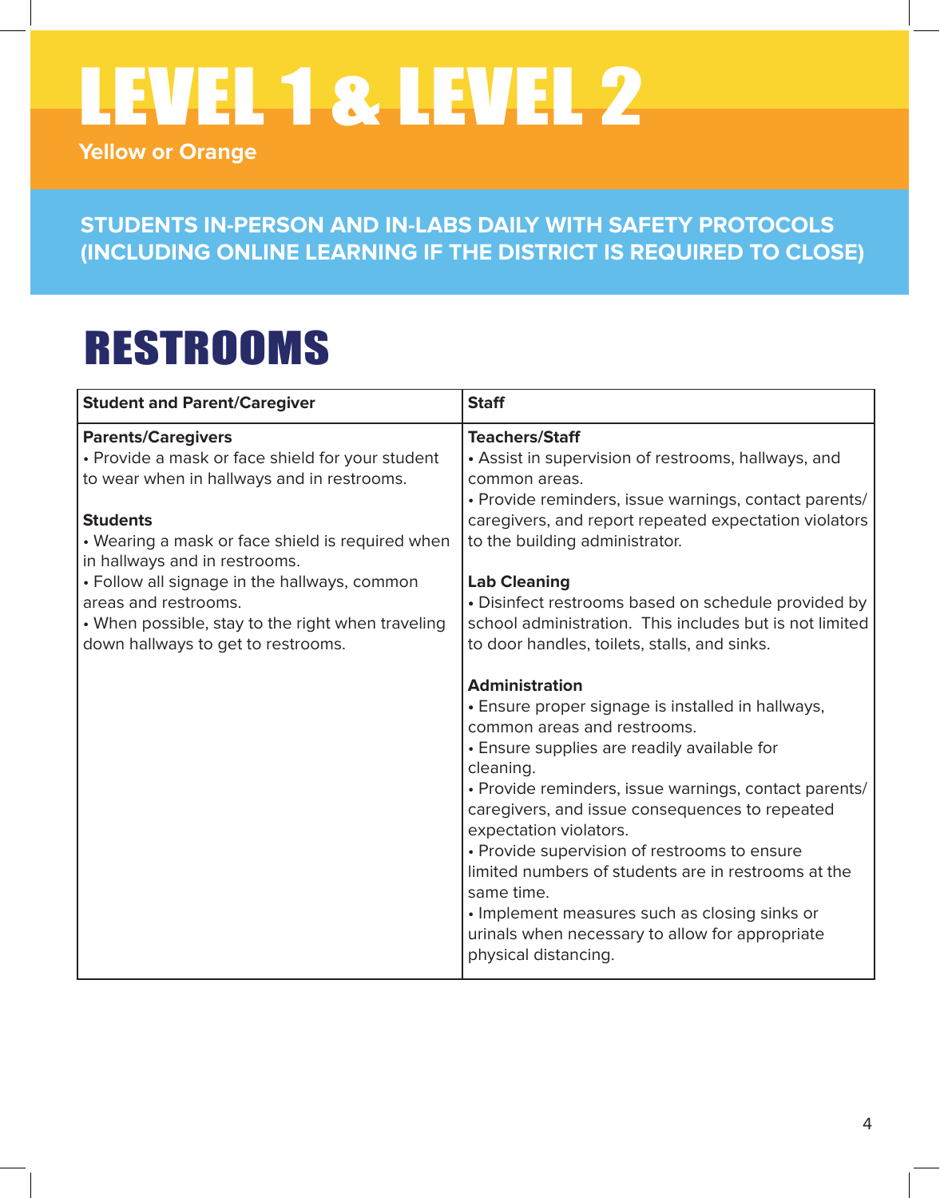# LEVEL 1 & LEVEL 2

**Yellow or Orange**

**STUDENTS IN-PERSON AND IN-LABS DAILY WITH SAFETY PROTOCOLS (INCLUDING ONLINE LEARNING IF THE DISTRICT IS REQUIRED TO CLOSE)**

## RESTROOMS

| Student and Parent/Caregiver | Staff |
|---|---|
| **Parents/Caregivers**<br>• Provide a mask or face shield for your student to wear when in hallways and in restrooms.<br><br>**Students**<br>• Wearing a mask or face shield is required when in hallways and in restrooms.<br>• Follow all signage in the hallways, common areas and restrooms.<br>• When possible, stay to the right when traveling down hallways to get to restrooms. | **Teachers/Staff**<br>• Assist in supervision of restrooms, hallways, and common areas.<br>• Provide reminders, issue warnings, contact parents/caregivers, and report repeated expectation violators to the building administrator.<br><br>**Lab Cleaning**<br>• Disinfect restrooms based on schedule provided by school administration. This includes but is not limited to door handles, toilets, stalls, and sinks.<br><br>**Administration**<br>• Ensure proper signage is installed in hallways, common areas and restrooms.<br>• Ensure supplies are readily available for cleaning.<br>• Provide reminders, issue warnings, contact parents/caregivers, and issue consequences to repeated expectation violators.<br>• Provide supervision of restrooms to ensure limited numbers of students are in restrooms at the same time.<br>• Implement measures such as closing sinks or urinals when necessary to allow for appropriate physical distancing. |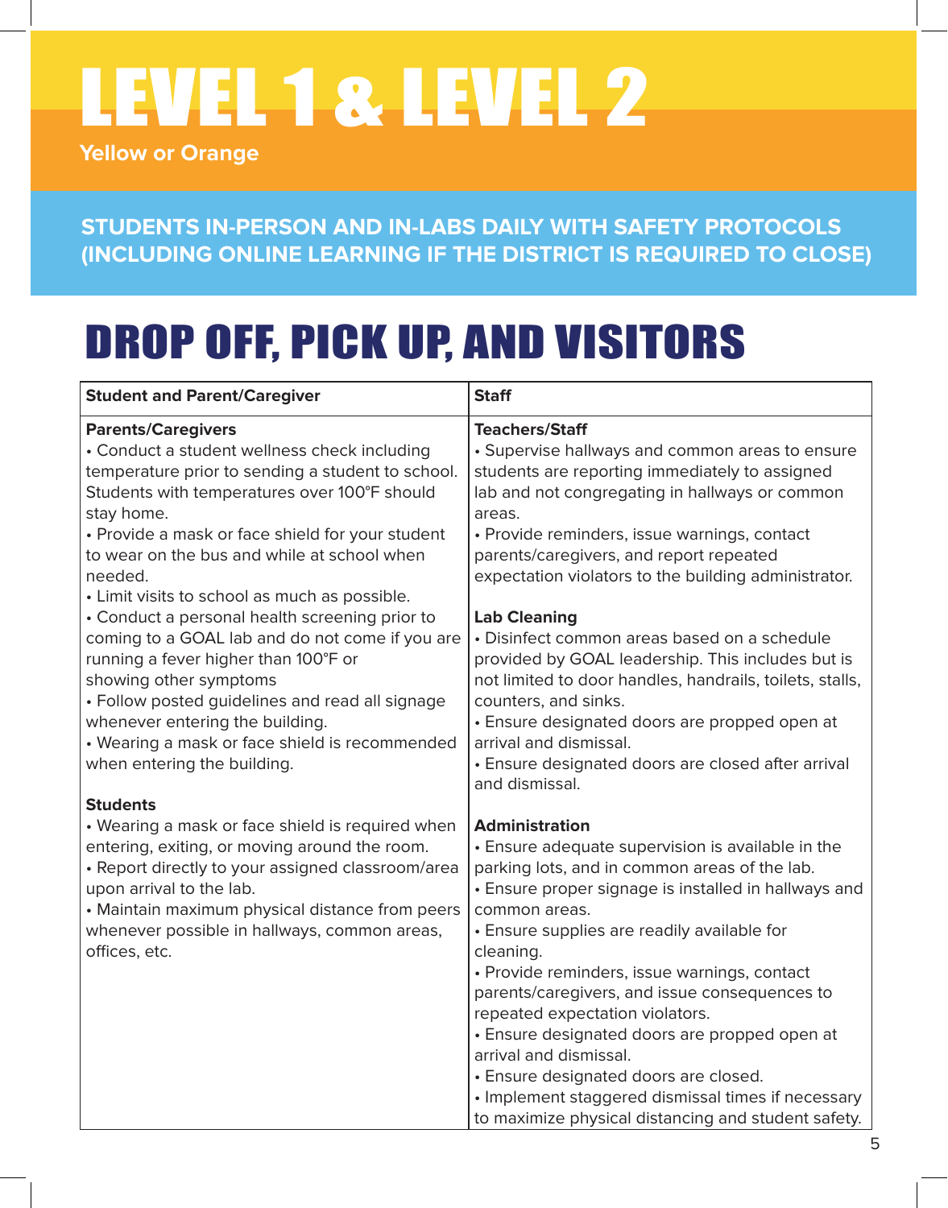# LEVEL 1 & LEVEL 2

**Yellow or Orange**

**STUDENTS IN-PERSON AND IN-LABS DAILY WITH SAFETY PROTOCOLS (INCLUDING ONLINE LEARNING IF THE DISTRICT IS REQUIRED TO CLOSE)**

## DROP OFF, PICK UP, AND VISITORS

| Student and Parent/Caregiver | Staff |
|---|---|
| **Parents/Caregivers**<br>• Conduct a student wellness check including temperature prior to sending a student to school. Students with temperatures over 100°F should stay home.<br>• Provide a mask or face shield for your student to wear on the bus and while at school when needed.<br>• Limit visits to school as much as possible.<br>• Conduct a personal health screening prior to coming to a GOAL lab and do not come if you are running a fever higher than 100°F or showing other symptoms<br>• Follow posted guidelines and read all signage whenever entering the building.<br>• Wearing a mask or face shield is recommended when entering the building.<br><br>**Students**<br>• Wearing a mask or face shield is required when entering, exiting, or moving around the room.<br>• Report directly to your assigned classroom/area upon arrival to the lab.<br>• Maintain maximum physical distance from peers whenever possible in hallways, common areas, offices, etc. | **Teachers/Staff**<br>• Supervise hallways and common areas to ensure students are reporting immediately to assigned lab and not congregating in hallways or common areas.<br>• Provide reminders, issue warnings, contact parents/caregivers, and report repeated expectation violators to the building administrator.<br><br>**Lab Cleaning**<br>• Disinfect common areas based on a schedule provided by GOAL leadership. This includes but is not limited to door handles, handrails, toilets, stalls, counters, and sinks.<br>• Ensure designated doors are propped open at arrival and dismissal.<br>• Ensure designated doors are closed after arrival and dismissal.<br><br>**Administration**<br>• Ensure adequate supervision is available in the parking lots, and in common areas of the lab.<br>• Ensure proper signage is installed in hallways and common areas.<br>• Ensure supplies are readily available for cleaning.<br>• Provide reminders, issue warnings, contact parents/caregivers, and issue consequences to repeated expectation violators.<br>• Ensure designated doors are propped open at arrival and dismissal.<br>• Ensure designated doors are closed.<br>• Implement staggered dismissal times if necessary to maximize physical distancing and student safety. |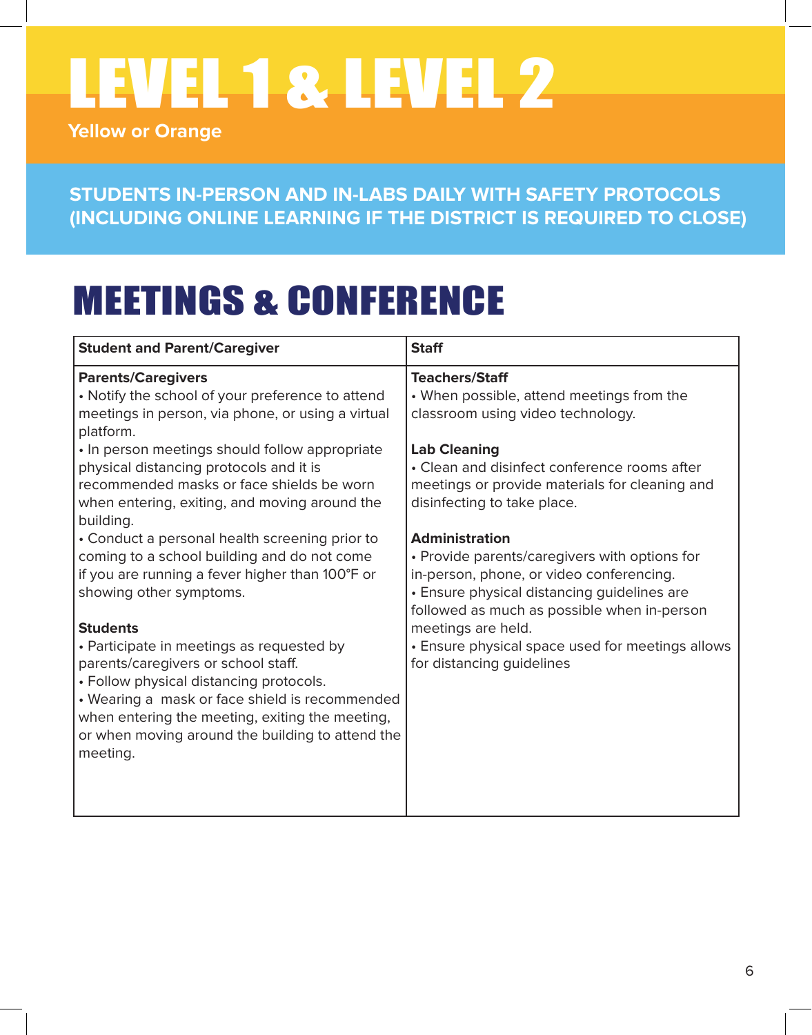# LEVEL 1 & LEVEL 2

**Yellow or Orange**

**STUDENTS IN-PERSON AND IN-LABS DAILY WITH SAFETY PROTOCOLS (INCLUDING ONLINE LEARNING IF THE DISTRICT IS REQUIRED TO CLOSE)**

## MEETINGS & CONFERENCE

| Student and Parent/Caregiver | Staff |
| --- | --- |
| **Parents/Caregivers**<br>• Notify the school of your preference to attend meetings in person, via phone, or using a virtual platform.<br>• In person meetings should follow appropriate physical distancing protocols and it is recommended masks or face shields be worn when entering, exiting, and moving around the building.<br>• Conduct a personal health screening prior to coming to a school building and do not come if you are running a fever higher than 100°F or showing other symptoms.<br><br>**Students**<br>• Participate in meetings as requested by parents/caregivers or school staff.<br>• Follow physical distancing protocols.<br>• Wearing a mask or face shield is recommended when entering the meeting, exiting the meeting, or when moving around the building to attend the meeting. | **Teachers/Staff**<br>• When possible, attend meetings from the classroom using video technology.<br><br>**Lab Cleaning**<br>• Clean and disinfect conference rooms after meetings or provide materials for cleaning and disinfecting to take place.<br><br>**Administration**<br>• Provide parents/caregivers with options for in-person, phone, or video conferencing.<br>• Ensure physical distancing guidelines are followed as much as possible when in-person meetings are held.<br>• Ensure physical space used for meetings allows for distancing guidelines |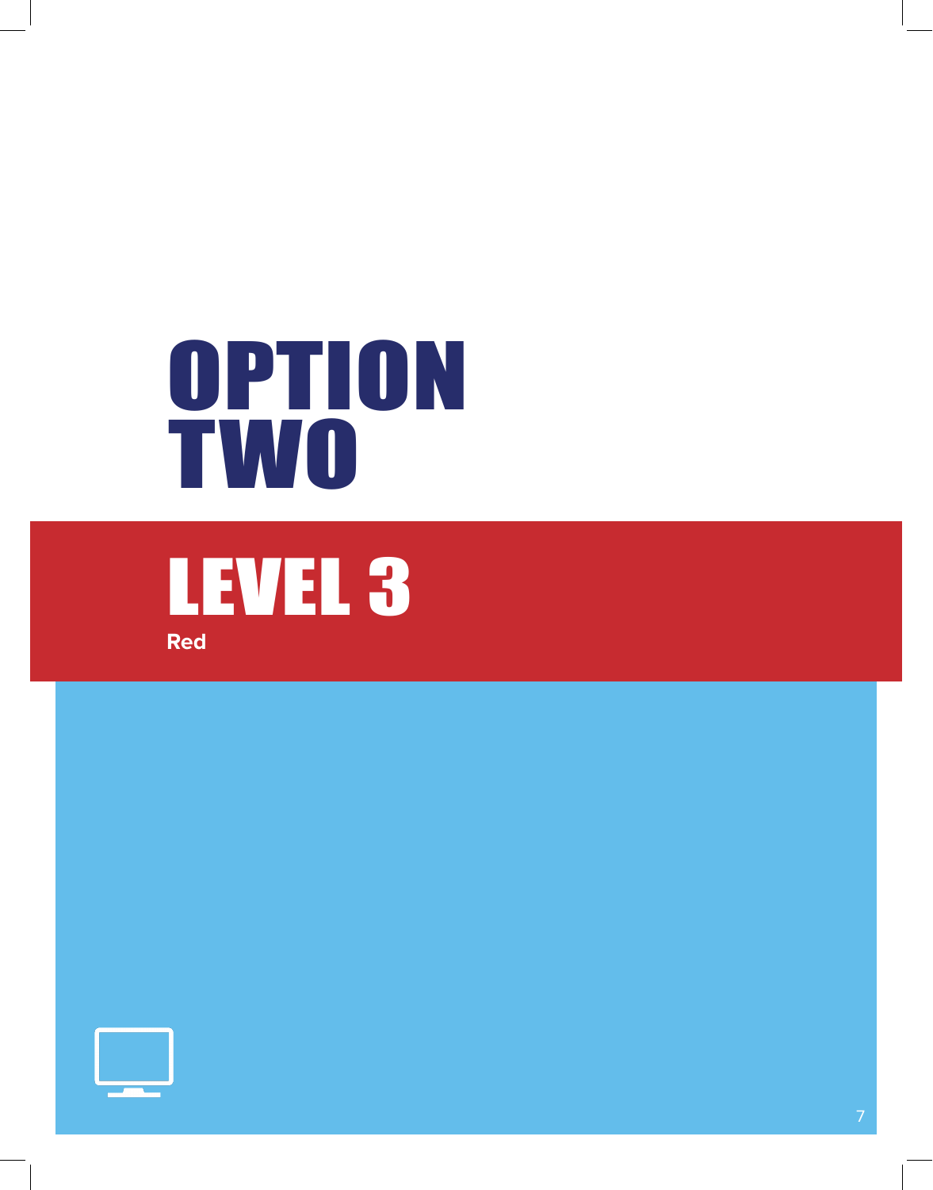# OPTION TWO

## LEVEL 3

**Red**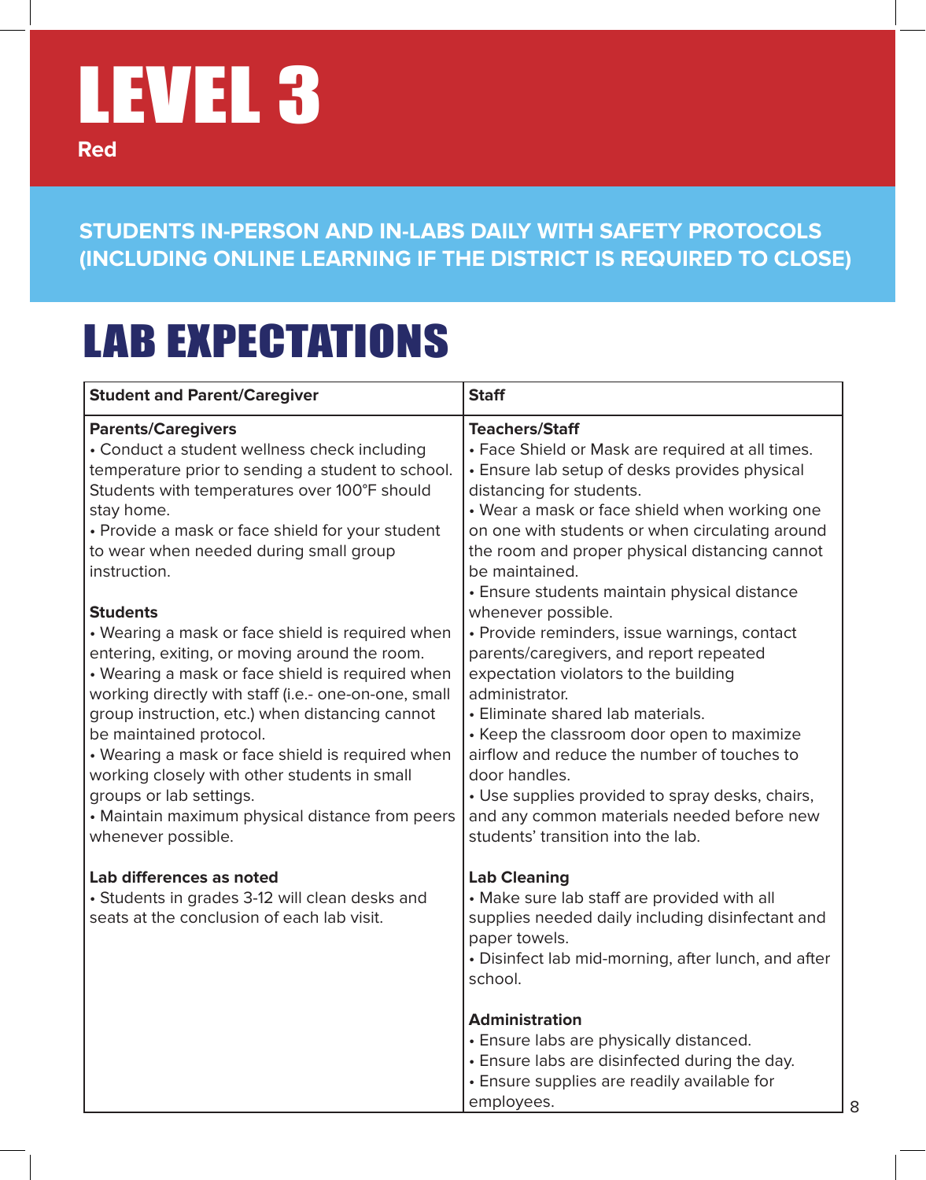# LEVEL 3

**Red**

**STUDENTS IN-PERSON AND IN-LABS DAILY WITH SAFETY PROTOCOLS (INCLUDING ONLINE LEARNING IF THE DISTRICT IS REQUIRED TO CLOSE)**

## LAB EXPECTATIONS

| Student and Parent/Caregiver | Staff |
|---|---|
| **Parents/Caregivers**<br>• Conduct a student wellness check including temperature prior to sending a student to school. Students with temperatures over 100°F should stay home.<br>• Provide a mask or face shield for your student to wear when needed during small group instruction.<br><br>**Students**<br>• Wearing a mask or face shield is required when entering, exiting, or moving around the room.<br>• Wearing a mask or face shield is required when working directly with staff (i.e.- one-on-one, small group instruction, etc.) when distancing cannot be maintained protocol.<br>• Wearing a mask or face shield is required when working closely with other students in small groups or lab settings.<br>• Maintain maximum physical distance from peers whenever possible.<br><br>**Lab differences as noted**<br>• Students in grades 3-12 will clean desks and seats at the conclusion of each lab visit. | **Teachers/Staff**<br>• Face Shield or Mask are required at all times.<br>• Ensure lab setup of desks provides physical distancing for students.<br>• Wear a mask or face shield when working one on one with students or when circulating around the room and proper physical distancing cannot be maintained.<br>• Ensure students maintain physical distance whenever possible.<br>• Provide reminders, issue warnings, contact parents/caregivers, and report repeated expectation violators to the building administrator.<br>• Eliminate shared lab materials.<br>• Keep the classroom door open to maximize airflow and reduce the number of touches to door handles.<br>• Use supplies provided to spray desks, chairs, and any common materials needed before new students' transition into the lab.<br><br>**Lab Cleaning**<br>• Make sure lab staff are provided with all supplies needed daily including disinfectant and paper towels.<br>• Disinfect lab mid-morning, after lunch, and after school.<br><br>**Administration**<br>• Ensure labs are physically distanced.<br>• Ensure labs are disinfected during the day.<br>• Ensure supplies are readily available for employees. |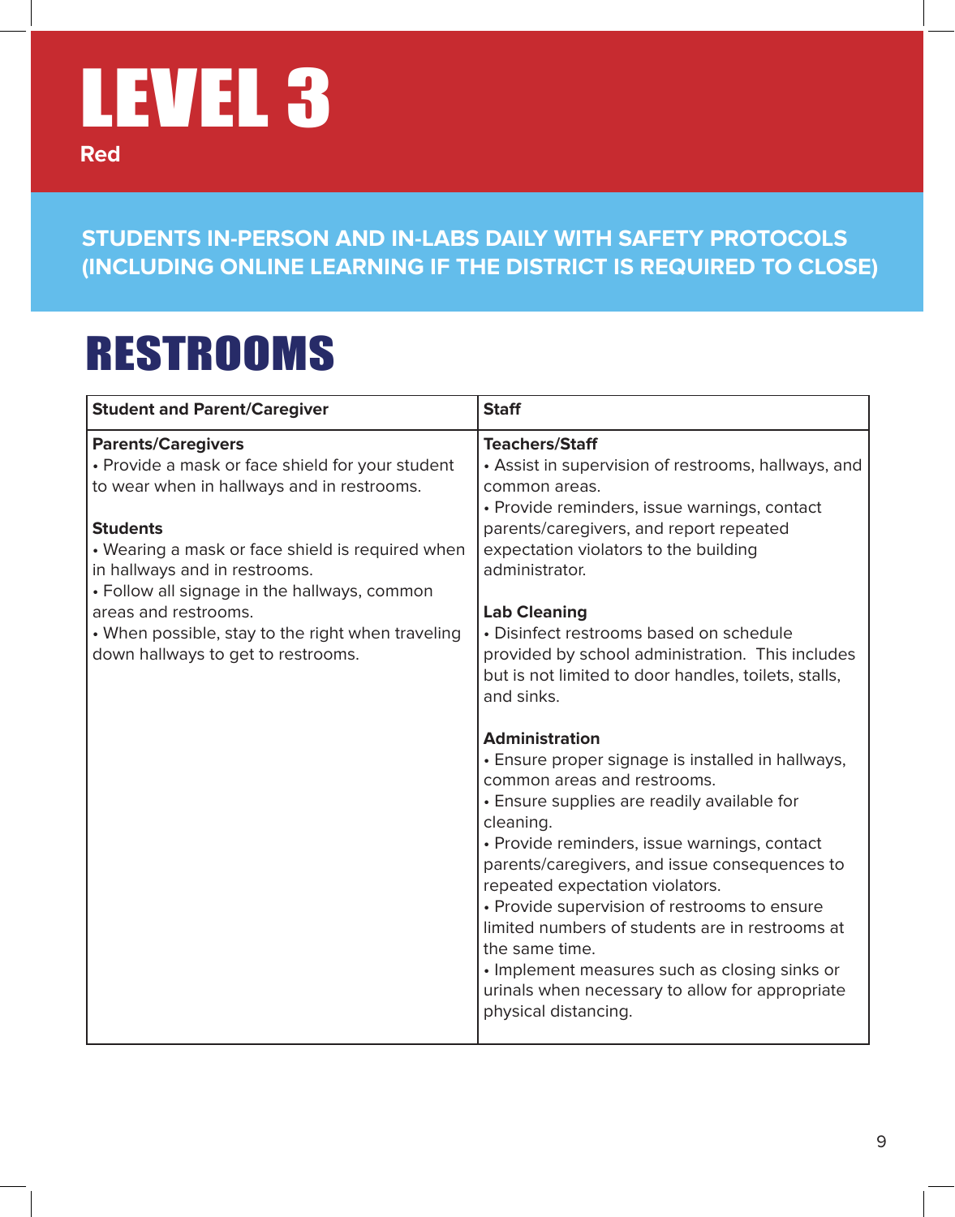# LEVEL 3

**Red**

**STUDENTS IN-PERSON AND IN-LABS DAILY WITH SAFETY PROTOCOLS (INCLUDING ONLINE LEARNING IF THE DISTRICT IS REQUIRED TO CLOSE)**

## RESTROOMS

| Student and Parent/Caregiver | Staff |
|---|---|
| **Parents/Caregivers**<br>• Provide a mask or face shield for your student to wear when in hallways and in restrooms.<br><br>**Students**<br>• Wearing a mask or face shield is required when in hallways and in restrooms.<br>• Follow all signage in the hallways, common areas and restrooms.<br>• When possible, stay to the right when traveling down hallways to get to restrooms. | **Teachers/Staff**<br>• Assist in supervision of restrooms, hallways, and common areas.<br>• Provide reminders, issue warnings, contact parents/caregivers, and report repeated expectation violators to the building administrator.<br><br>**Lab Cleaning**<br>• Disinfect restrooms based on schedule provided by school administration. This includes but is not limited to door handles, toilets, stalls, and sinks.<br><br>**Administration**<br>• Ensure proper signage is installed in hallways, common areas and restrooms.<br>• Ensure supplies are readily available for cleaning.<br>• Provide reminders, issue warnings, contact parents/caregivers, and issue consequences to repeated expectation violators.<br>• Provide supervision of restrooms to ensure limited numbers of students are in restrooms at the same time.<br>• Implement measures such as closing sinks or urinals when necessary to allow for appropriate physical distancing. |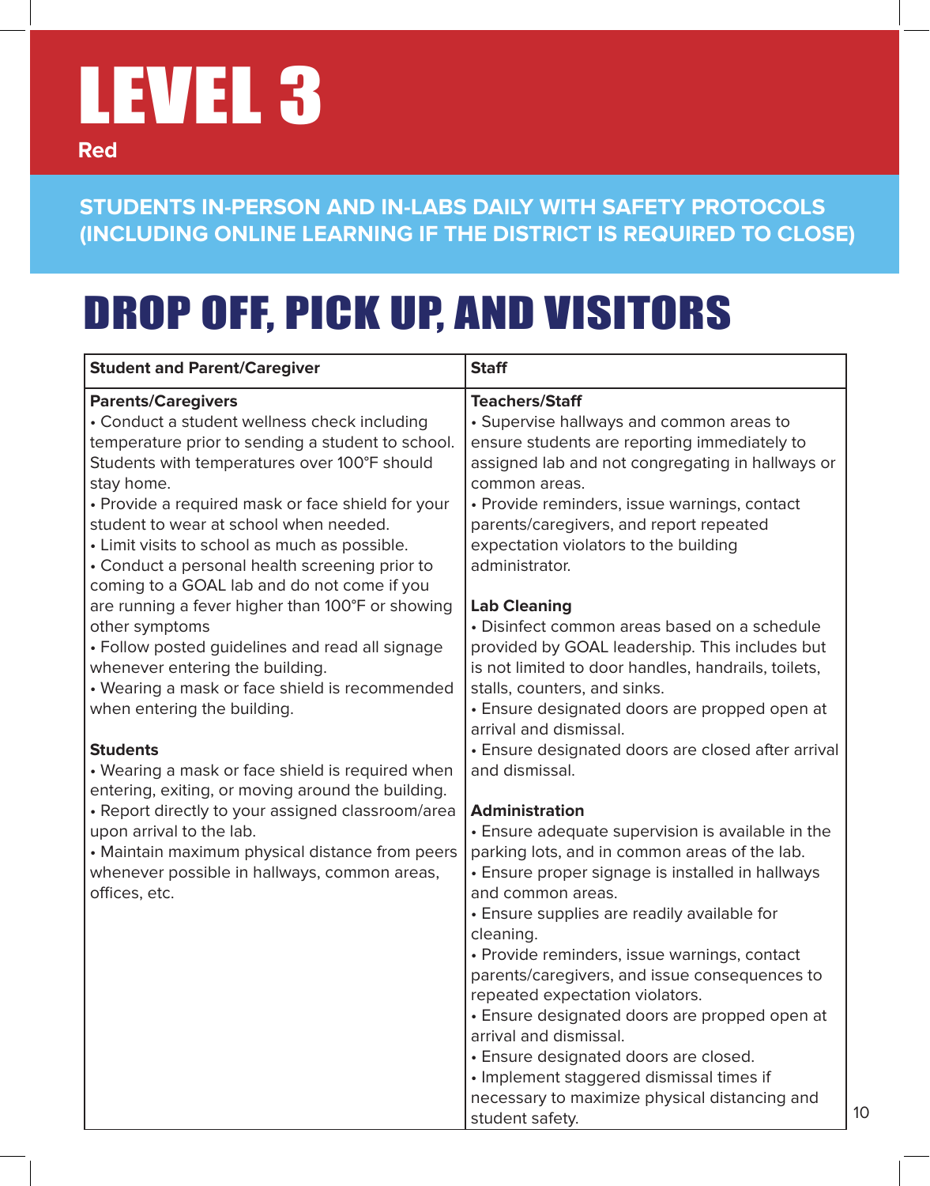# LEVEL 3

**Red**

**STUDENTS IN-PERSON AND IN-LABS DAILY WITH SAFETY PROTOCOLS (INCLUDING ONLINE LEARNING IF THE DISTRICT IS REQUIRED TO CLOSE)**

## DROP OFF, PICK UP, AND VISITORS

| Student and Parent/Caregiver | Staff |
|---|---|
| **Parents/Caregivers**<br>• Conduct a student wellness check including temperature prior to sending a student to school. Students with temperatures over 100°F should stay home.<br>• Provide a required mask or face shield for your student to wear at school when needed.<br>• Limit visits to school as much as possible.<br>• Conduct a personal health screening prior to coming to a GOAL lab and do not come if you are running a fever higher than 100°F or showing other symptoms<br>• Follow posted guidelines and read all signage whenever entering the building.<br>• Wearing a mask or face shield is recommended when entering the building.<br><br>**Students**<br>• Wearing a mask or face shield is required when entering, exiting, or moving around the building.<br>• Report directly to your assigned classroom/area upon arrival to the lab.<br>• Maintain maximum physical distance from peers whenever possible in hallways, common areas, offices, etc. | **Teachers/Staff**<br>• Supervise hallways and common areas to ensure students are reporting immediately to assigned lab and not congregating in hallways or common areas.<br>• Provide reminders, issue warnings, contact parents/caregivers, and report repeated expectation violators to the building administrator.<br><br>**Lab Cleaning**<br>• Disinfect common areas based on a schedule provided by GOAL leadership. This includes but is not limited to door handles, handrails, toilets, stalls, counters, and sinks.<br>• Ensure designated doors are propped open at arrival and dismissal.<br>• Ensure designated doors are closed after arrival and dismissal.<br><br>**Administration**<br>• Ensure adequate supervision is available in the parking lots, and in common areas of the lab.<br>• Ensure proper signage is installed in hallways and common areas.<br>• Ensure supplies are readily available for cleaning.<br>• Provide reminders, issue warnings, contact parents/caregivers, and issue consequences to repeated expectation violators.<br>• Ensure designated doors are propped open at arrival and dismissal.<br>• Ensure designated doors are closed.<br>• Implement staggered dismissal times if necessary to maximize physical distancing and student safety. |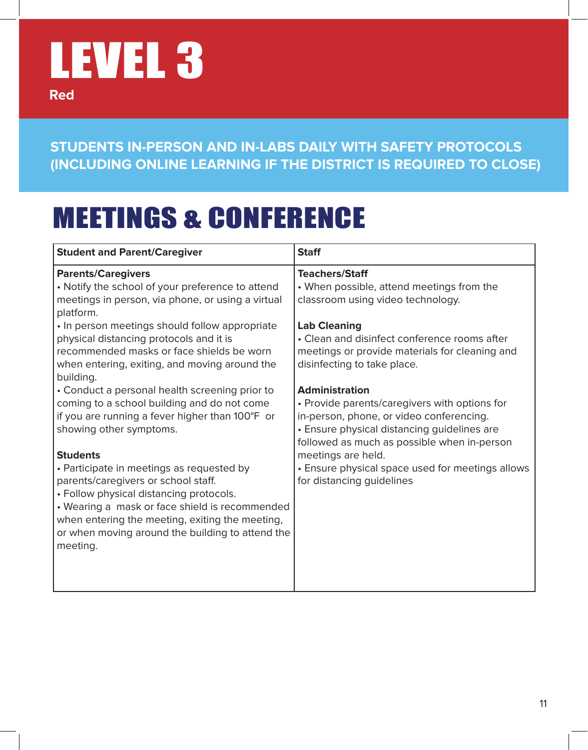# LEVEL 3

**Red**

**STUDENTS IN-PERSON AND IN-LABS DAILY WITH SAFETY PROTOCOLS (INCLUDING ONLINE LEARNING IF THE DISTRICT IS REQUIRED TO CLOSE)**

## MEETINGS & CONFERENCE

| Student and Parent/Caregiver | Staff |
|---|---|
| **Parents/Caregivers**<br>• Notify the school of your preference to attend meetings in person, via phone, or using a virtual platform.<br>• In person meetings should follow appropriate physical distancing protocols and it is recommended masks or face shields be worn when entering, exiting, and moving around the building.<br>• Conduct a personal health screening prior to coming to a school building and do not come if you are running a fever higher than 100°F or showing other symptoms.<br><br>**Students**<br>• Participate in meetings as requested by parents/caregivers or school staff.<br>• Follow physical distancing protocols.<br>• Wearing a mask or face shield is recommended when entering the meeting, exiting the meeting, or when moving around the building to attend the meeting. | **Teachers/Staff**<br>• When possible, attend meetings from the classroom using video technology.<br><br>**Lab Cleaning**<br>• Clean and disinfect conference rooms after meetings or provide materials for cleaning and disinfecting to take place.<br><br>**Administration**<br>• Provide parents/caregivers with options for in-person, phone, or video conferencing.<br>• Ensure physical distancing guidelines are followed as much as possible when in-person meetings are held.<br>• Ensure physical space used for meetings allows for distancing guidelines |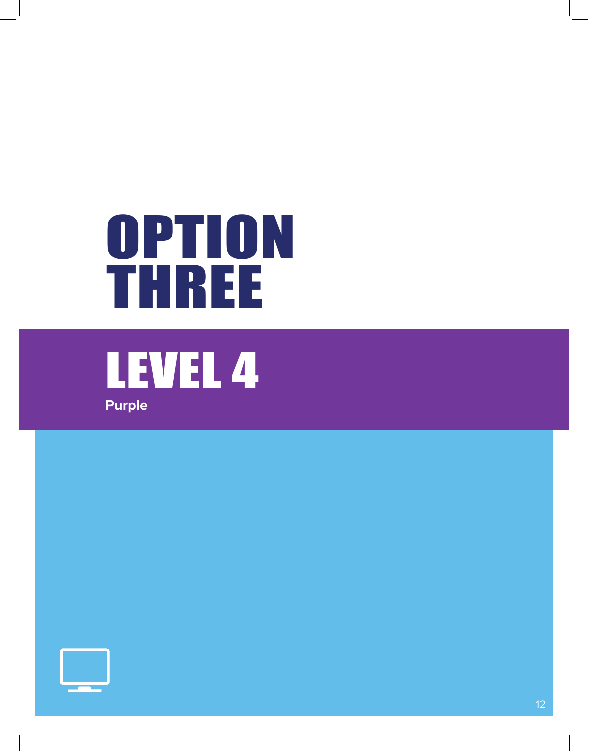# OPTION THREE

## LEVEL 4

**Purple**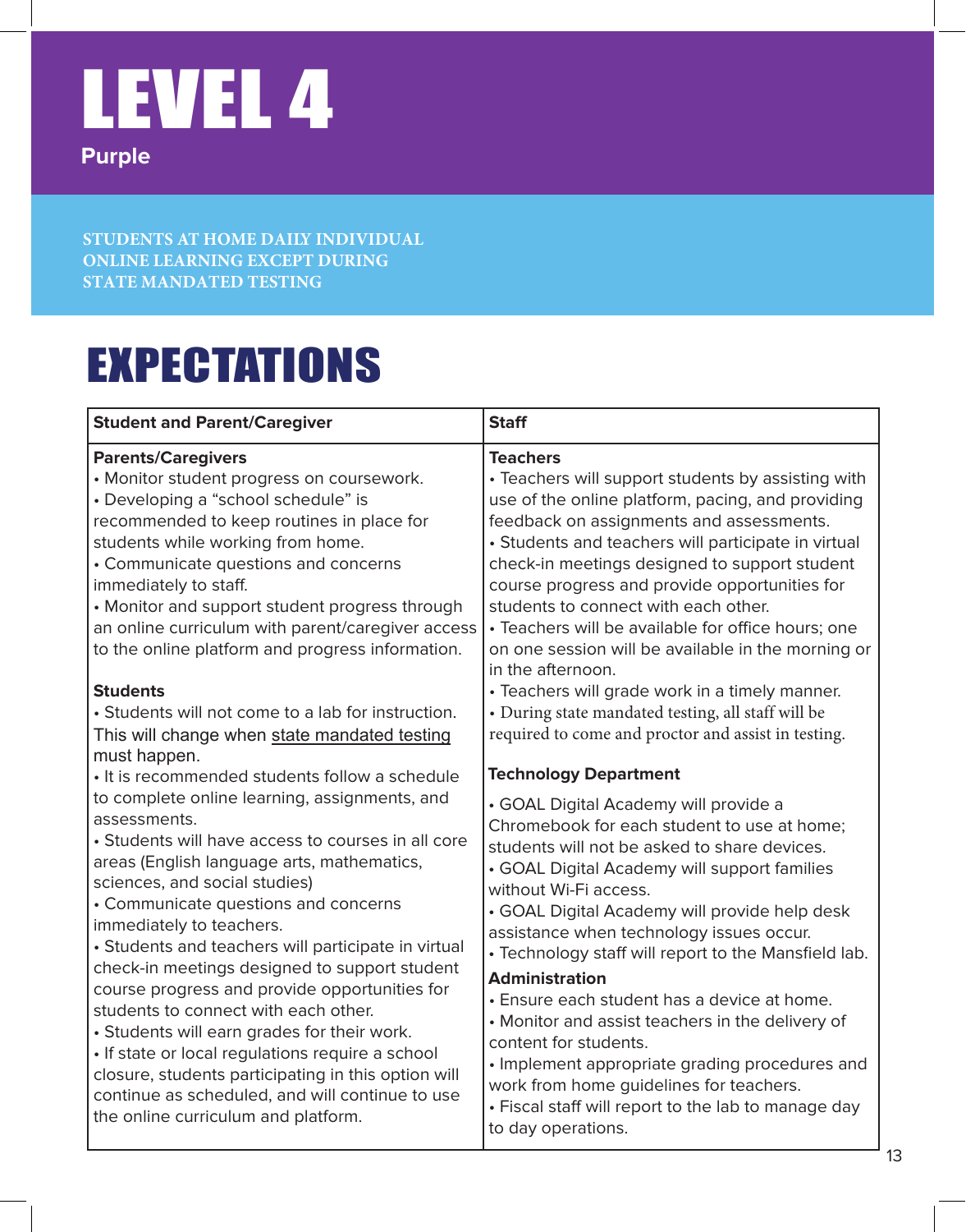# LEVEL 4

**Purple**

**STUDENTS AT HOME DAILY INDIVIDUAL ONLINE LEARNING EXCEPT DURING STATE MANDATED TESTING**

# EXPECTATIONS

| Student and Parent/Caregiver | Staff |
|---|---|
| **Parents/Caregivers**<br>• Monitor student progress on coursework.<br>• Developing a "school schedule" is recommended to keep routines in place for students while working from home.<br>• Communicate questions and concerns immediately to staff.<br>• Monitor and support student progress through an online curriculum with parent/caregiver access to the online platform and progress information.<br><br>**Students**<br>• Students will not come to a lab for instruction. This will change when state mandated testing must happen.<br>• It is recommended students follow a schedule to complete online learning, assignments, and assessments.<br>• Students will have access to courses in all core areas (English language arts, mathematics, sciences, and social studies)<br>• Communicate questions and concerns immediately to teachers.<br>• Students and teachers will participate in virtual check-in meetings designed to support student course progress and provide opportunities for students to connect with each other.<br>• Students will earn grades for their work.<br>• If state or local regulations require a school closure, students participating in this option will continue as scheduled, and will continue to use the online curriculum and platform. | **Teachers**<br>• Teachers will support students by assisting with use of the online platform, pacing, and providing feedback on assignments and assessments.<br>• Students and teachers will participate in virtual check-in meetings designed to support student course progress and provide opportunities for students to connect with each other.<br>• Teachers will be available for office hours; one on one session will be available in the morning or in the afternoon.<br>• Teachers will grade work in a timely manner.<br>• During state mandated testing, all staff will be required to come and proctor and assist in testing.<br><br>**Technology Department**<br>• GOAL Digital Academy will provide a Chromebook for each student to use at home; students will not be asked to share devices.<br>• GOAL Digital Academy will support families without Wi-Fi access.<br>• GOAL Digital Academy will provide help desk assistance when technology issues occur.<br>• Technology staff will report to the Mansfield lab.<br><br>**Administration**<br>• Ensure each student has a device at home.<br>• Monitor and assist teachers in the delivery of content for students.<br>• Implement appropriate grading procedures and work from home guidelines for teachers.<br>• Fiscal staff will report to the lab to manage day to day operations. |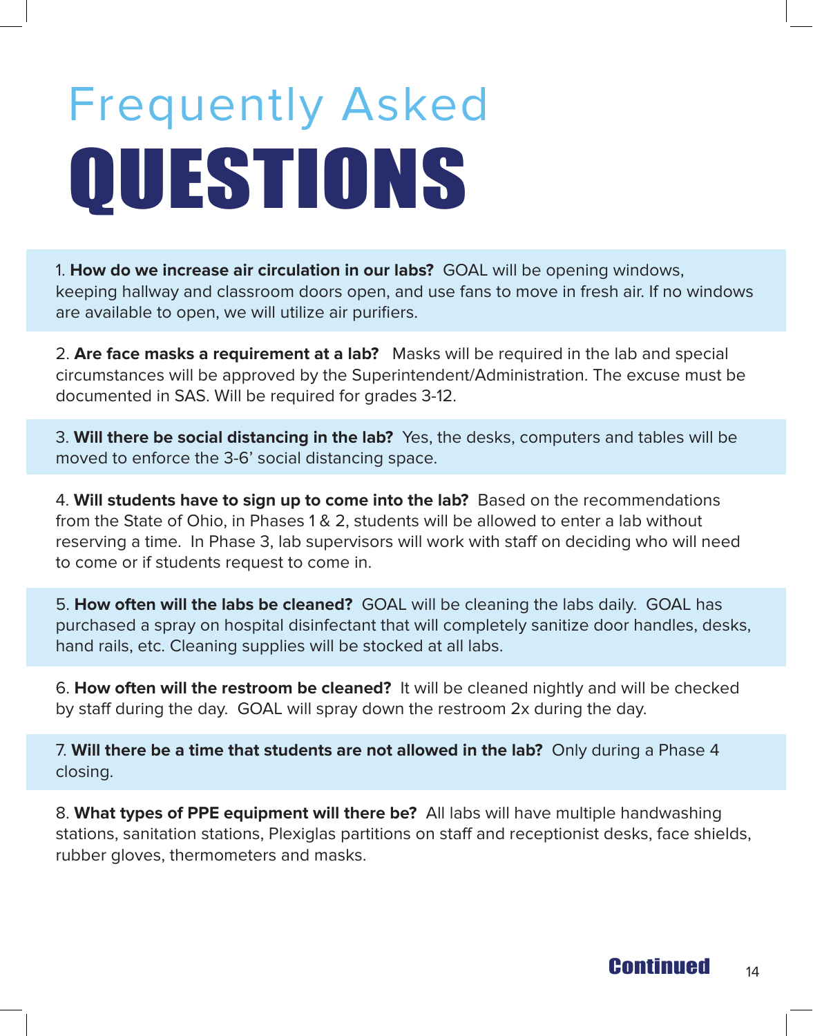# Frequently Asked QUESTIONS

1. **How do we increase air circulation in our labs?** GOAL will be opening windows, keeping hallway and classroom doors open, and use fans to move in fresh air. If no windows are available to open, we will utilize air purifiers.

2. **Are face masks a requirement at a lab?** Masks will be required in the lab and special circumstances will be approved by the Superintendent/Administration. The excuse must be documented in SAS. Will be required for grades 3-12.

3. **Will there be social distancing in the lab?** Yes, the desks, computers and tables will be moved to enforce the 3-6' social distancing space.

4. **Will students have to sign up to come into the lab?** Based on the recommendations from the State of Ohio, in Phases 1 & 2, students will be allowed to enter a lab without reserving a time. In Phase 3, lab supervisors will work with staff on deciding who will need to come or if students request to come in.

5. **How often will the labs be cleaned?** GOAL will be cleaning the labs daily. GOAL has purchased a spray on hospital disinfectant that will completely sanitize door handles, desks, hand rails, etc. Cleaning supplies will be stocked at all labs.

6. **How often will the restroom be cleaned?** It will be cleaned nightly and will be checked by staff during the day. GOAL will spray down the restroom 2x during the day.

7. **Will there be a time that students are not allowed in the lab?** Only during a Phase 4 closing.

8. **What types of PPE equipment will there be?** All labs will have multiple handwashing stations, sanitation stations, Plexiglas partitions on staff and receptionist desks, face shields, rubber gloves, thermometers and masks.

**Continued**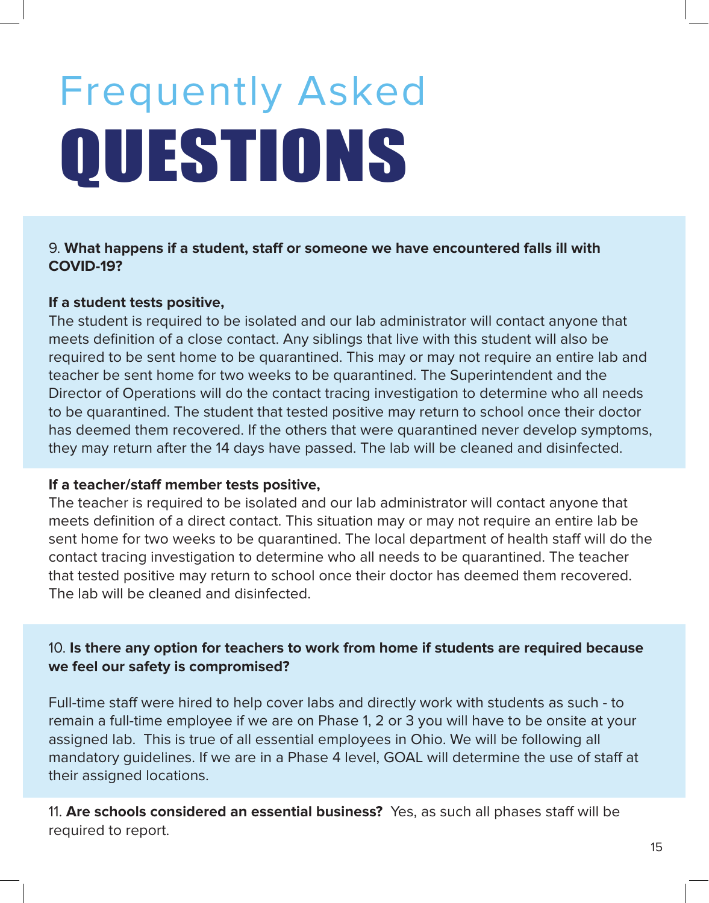# Frequently Asked QUESTIONS

9. **What happens if a student, staff or someone we have encountered falls ill with COVID-19?**

**If a student tests positive,**
The student is required to be isolated and our lab administrator will contact anyone that meets definition of a close contact. Any siblings that live with this student will also be required to be sent home to be quarantined. This may or may not require an entire lab and teacher be sent home for two weeks to be quarantined. The Superintendent and the Director of Operations will do the contact tracing investigation to determine who all needs to be quarantined. The student that tested positive may return to school once their doctor has deemed them recovered. If the others that were quarantined never develop symptoms, they may return after the 14 days have passed. The lab will be cleaned and disinfected.

**If a teacher/staff member tests positive,**
The teacher is required to be isolated and our lab administrator will contact anyone that meets definition of a direct contact. This situation may or may not require an entire lab be sent home for two weeks to be quarantined. The local department of health staff will do the contact tracing investigation to determine who all needs to be quarantined. The teacher that tested positive may return to school once their doctor has deemed them recovered. The lab will be cleaned and disinfected.

10. **Is there any option for teachers to work from home if students are required because we feel our safety is compromised?**

Full-time staff were hired to help cover labs and directly work with students as such - to remain a full-time employee if we are on Phase 1, 2 or 3 you will have to be onsite at your assigned lab. This is true of all essential employees in Ohio. We will be following all mandatory guidelines. If we are in a Phase 4 level, GOAL will determine the use of staff at their assigned locations.

11. **Are schools considered an essential business?** Yes, as such all phases staff will be required to report.